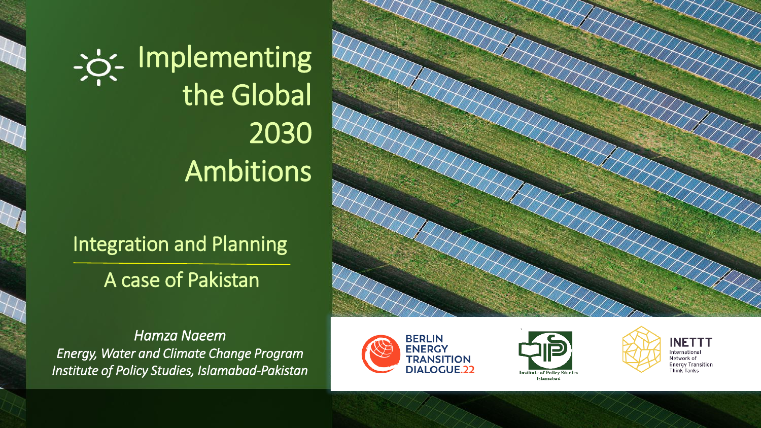# Implementing the Global 2030 Ambitions

## Integration and Planning

## A case of Pakistan

*Hamza Naeem*
*Energy, Water and Climate Change Program*
*Institute of Policy Studies, Islamabad-Pakistan*

BERLIN ENERGY TRANSITION DIALOGUE.22

Institute of Policy Studies Islamabad

INETTT International Network of Energy Transition Think Tanks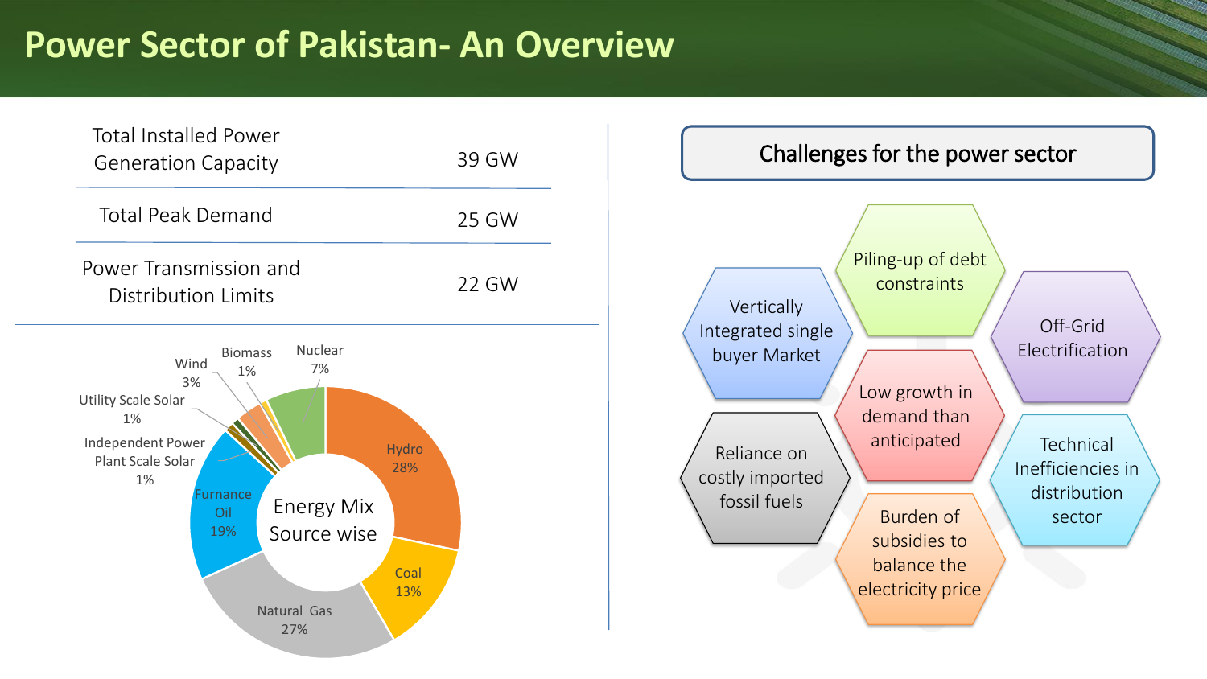# Power Sector of Pakistan- An Overview

| | |
|---|---|
| Total Installed Power Generation Capacity | 39 GW |
| Total Peak Demand | 25 GW |
| Power Transmission and Distribution Limits | 22 GW |

**Energy Mix Source wise**

| Source | Share |
|---|---|
| Hydro | 28% |
| Natural Gas | 27% |
| Furnance Oil | 19% |
| Coal | 13% |
| Nuclear | 7% |
| Wind | 3% |
| Biomass | 1% |
| Utility Scale Solar | 1% |
| Independent Power Plant Scale Solar | 1% |

## Challenges for the power sector

- Piling-up of debt constraints
- Vertically Integrated single buyer Market
- Off-Grid Electrification
- Low growth in demand than anticipated
- Reliance on costly imported fossil fuels
- Technical Inefficiencies in distribution sector
- Burden of subsidies to balance the electricity price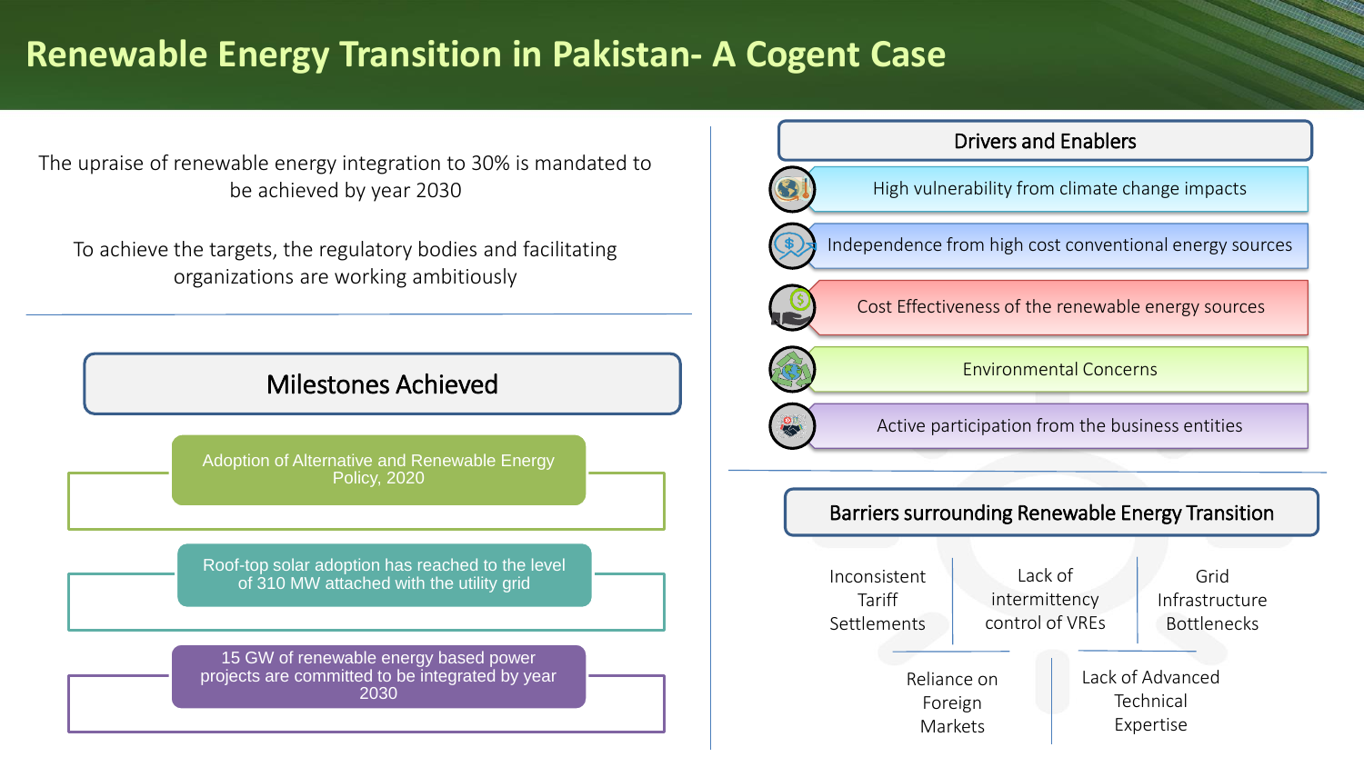# Renewable Energy Transition in Pakistan- A Cogent Case

The upraise of renewable energy integration to 30% is mandated to be achieved by year 2030

To achieve the targets, the regulatory bodies and facilitating organizations are working ambitiously

## Milestones Achieved

- Adoption of Alternative and Renewable Energy Policy, 2020
- Roof-top solar adoption has reached to the level of 310 MW attached with the utility grid
- 15 GW of renewable energy based power projects are committed to be integrated by year 2030

## Drivers and Enablers

- High vulnerability from climate change impacts
- Independence from high cost conventional energy sources
- Cost Effectiveness of the renewable energy sources
- Environmental Concerns
- Active participation from the business entities

## Barriers surrounding Renewable Energy Transition

- Inconsistent Tariff Settlements
- Lack of intermittency control of VREs
- Grid Infrastructure Bottlenecks
- Reliance on Foreign Markets
- Lack of Advanced Technical Expertise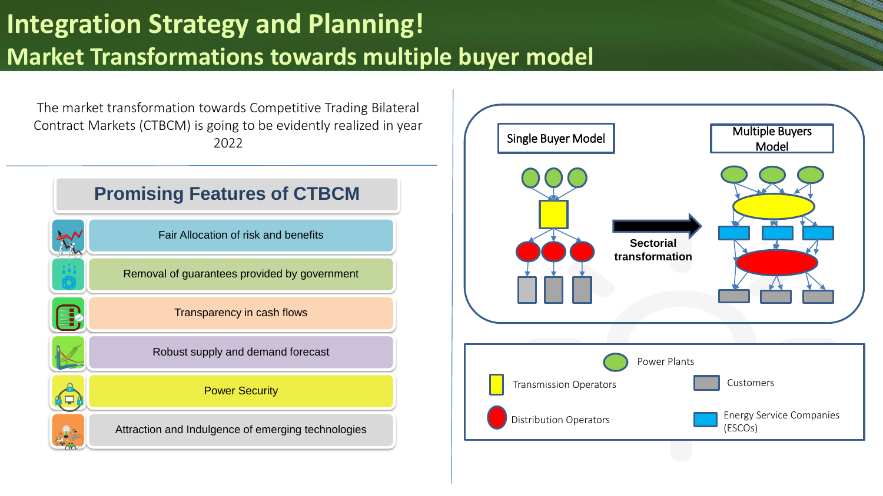# Integration Strategy and Planning!

## Market Transformations towards multiple buyer model

The market transformation towards Competitive Trading Bilateral Contract Markets (CTBCM) is going to be evidently realized in year 2022

### Promising Features of CTBCM

- Fair Allocation of risk and benefits
- Removal of guarantees provided by government
- Transparency in cash flows
- Robust supply and demand forecast
- Power Security
- Attraction and Indulgence of emerging technologies

Single Buyer Model

Sectorial transformation

Multiple Buyers Model

Power Plants

Transmission Operators

Customers

Distribution Operators

Energy Service Companies (ESCOs)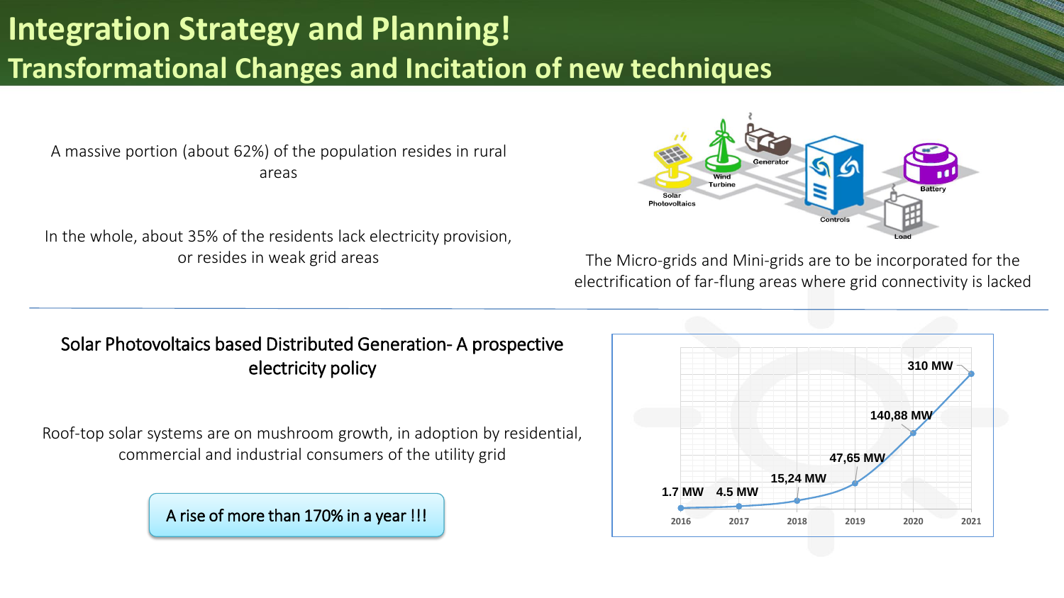# Integration Strategy and Planning!

## Transformational Changes and Incitation of new techniques

A massive portion (about 62%) of the population resides in rural areas

In the whole, about 35% of the residents lack electricity provision, or resides in weak grid areas

The Micro-grids and Mini-grids are to be incorporated for the electrification of far-flung areas where grid connectivity is lacked

### Solar Photovoltaics based Distributed Generation- A prospective electricity policy

Roof-top solar systems are on mushroom growth, in adoption by residential, commercial and industrial consumers of the utility grid

**A rise of more than 170% in a year !!!**

| Year | Capacity |
|---|---|
| 2016 | 1.7 MW |
| 2017 | 4.5 MW |
| 2018 | 15,24 MW |
| 2019 | 47,65 MW |
| 2020 | 140,88 MW |
| 2021 | 310 MW |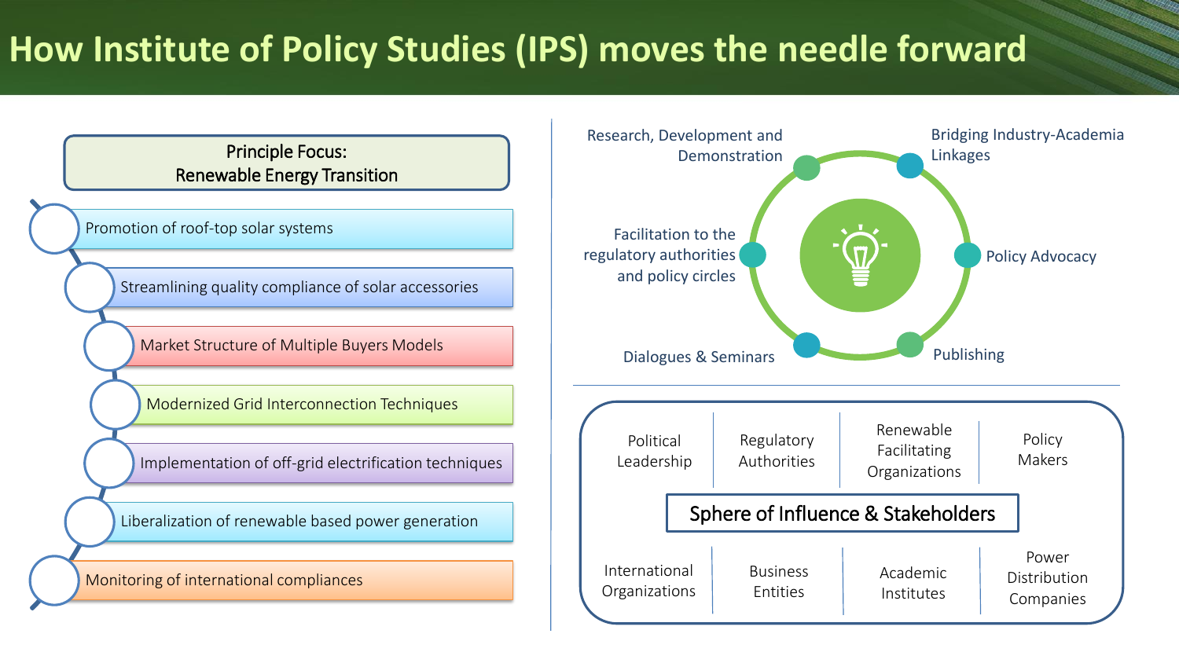# How Institute of Policy Studies (IPS) moves the needle forward

**Principle Focus: Renewable Energy Transition**

- Promotion of roof-top solar systems
- Streamlining quality compliance of solar accessories
- Market Structure of Multiple Buyers Models
- Modernized Grid Interconnection Techniques
- Implementation of off-grid electrification techniques
- Liberalization of renewable based power generation
- Monitoring of international compliances

- Research, Development and Demonstration
- Bridging Industry-Academia Linkages
- Policy Advocacy
- Publishing
- Dialogues & Seminars
- Facilitation to the regulatory authorities and policy circles

**Sphere of Influence & Stakeholders**

- Political Leadership
- Regulatory Authorities
- Renewable Facilitating Organizations
- Policy Makers
- International Organizations
- Business Entities
- Academic Institutes
- Power Distribution Companies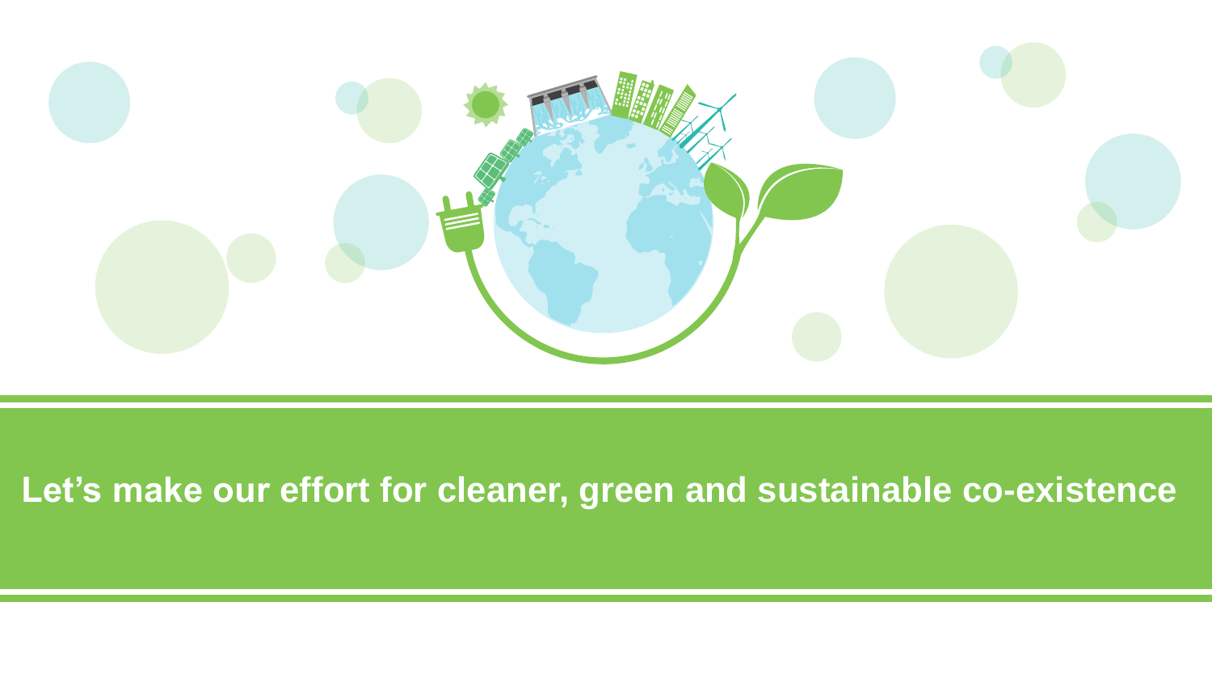**Let’s make our effort for cleaner, green and sustainable co-existence**